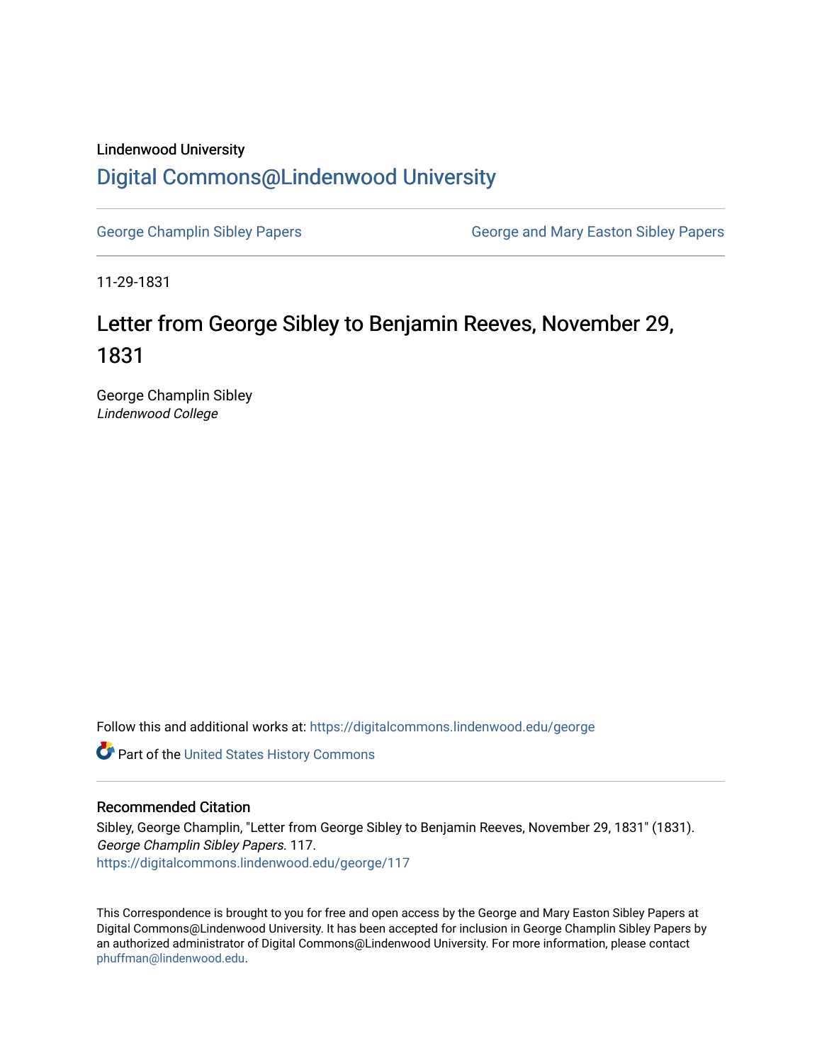Lindenwood University

# Digital Commons@Lindenwood University

George Champlin Sibley Papers | George and Mary Easton Sibley Papers

11-29-1831

## Letter from George Sibley to Benjamin Reeves, November 29, 1831

George Champlin Sibley
*Lindenwood College*

Follow this and additional works at: https://digitalcommons.lindenwood.edu/george

Part of the United States History Commons

### Recommended Citation

Sibley, George Champlin, "Letter from George Sibley to Benjamin Reeves, November 29, 1831" (1831). *George Champlin Sibley Papers*. 117.
https://digitalcommons.lindenwood.edu/george/117

This Correspondence is brought to you for free and open access by the George and Mary Easton Sibley Papers at Digital Commons@Lindenwood University. It has been accepted for inclusion in George Champlin Sibley Papers by an authorized administrator of Digital Commons@Lindenwood University. For more information, please contact phuffman@lindenwood.edu.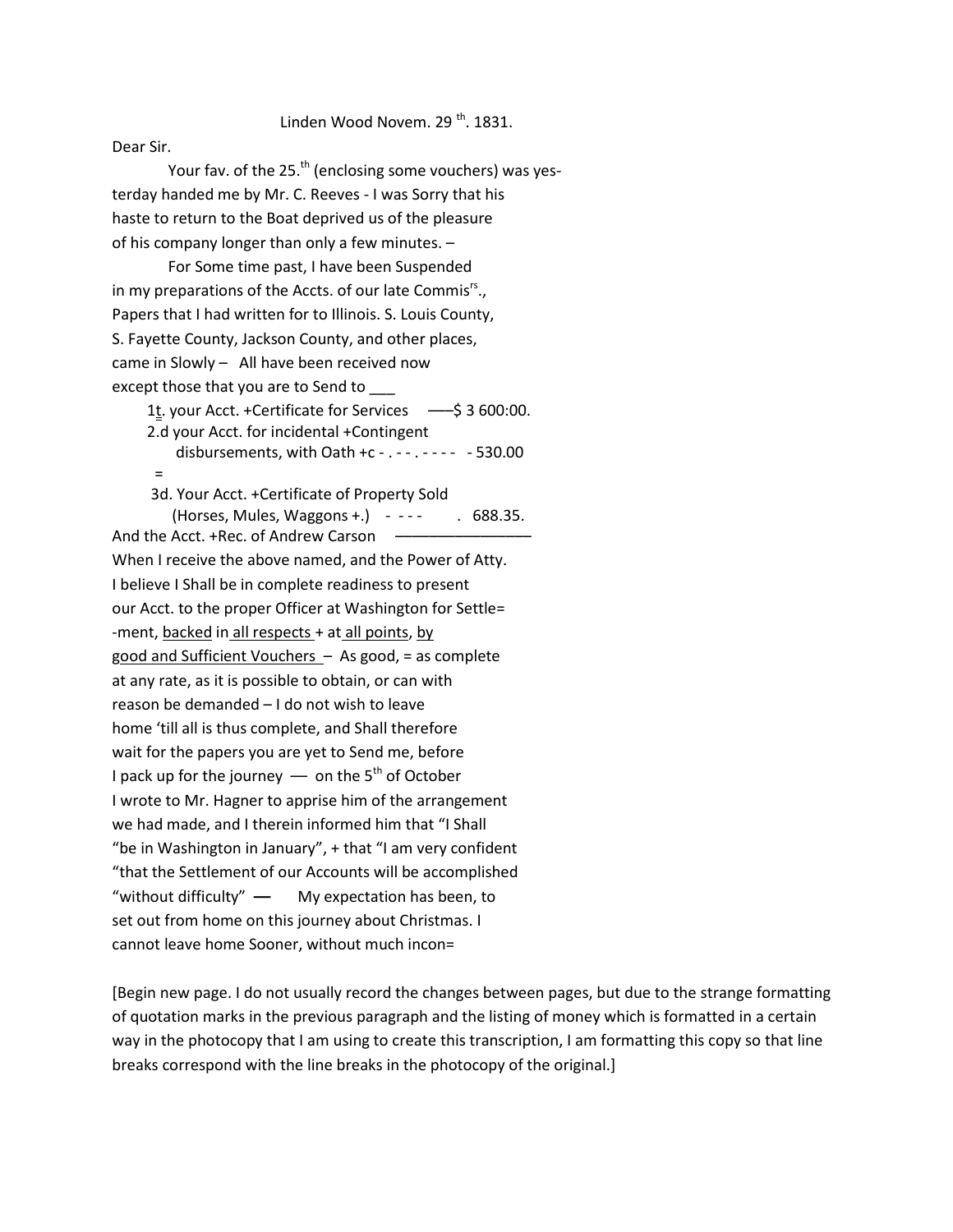Linden Wood Novem. 29 th. 1831.

Dear Sir.

Your fav. of the 25.th (enclosing some vouchers) was yes-
terday handed me by Mr. C. Reeves - I was Sorry that his
haste to return to the Boat deprived us of the pleasure
of his company longer than only a few minutes. –

For Some time past, I have been Suspended
in my preparations of the Accts. of our late Commisrs.,
Papers that I had written for to Illinois. S. Louis County,
S. Fayette County, Jackson County, and other places,
came in Slowly – All have been received now
except those that you are to Send to ___

1t. your Acct. +Certificate for Services ——$ 3 600:00.
2.d your Acct. for incidental +Contingent
disbursements, with Oath +c - . - - - . - - - - - 530.00
=
3d. Your Acct. +Certificate of Property Sold
(Horses, Mules, Waggons +.) - - - - . 688.35.
And the Acct. +Rec. of Andrew Carson ————————
When I receive the above named, and the Power of Atty.
I believe I Shall be in complete readiness to present
our Acct. to the proper Officer at Washington for Settle=
-ment, <u>backed</u> in <u>all respects</u> + at <u>all points</u>, <u>by</u>
<u>good and Sufficient Vouchers</u> – As good, = as complete
at any rate, as it is possible to obtain, or can with
reason be demanded – I do not wish to leave
home 'till all is thus complete, and Shall therefore
wait for the papers you are yet to Send me, before
I pack up for the journey — on the 5th of October
I wrote to Mr. Hagner to apprise him of the arrangement
we had made, and I therein informed him that "I Shall
"be in Washington in January", + that "I am very confident
"that the Settlement of our Accounts will be accomplished
"without difficulty" — My expectation has been, to
set out from home on this journey about Christmas. I
cannot leave home Sooner, without much incon=

[Begin new page. I do not usually record the changes between pages, but due to the strange formatting of quotation marks in the previous paragraph and the listing of money which is formatted in a certain way in the photocopy that I am using to create this transcription, I am formatting this copy so that line breaks correspond with the line breaks in the photocopy of the original.]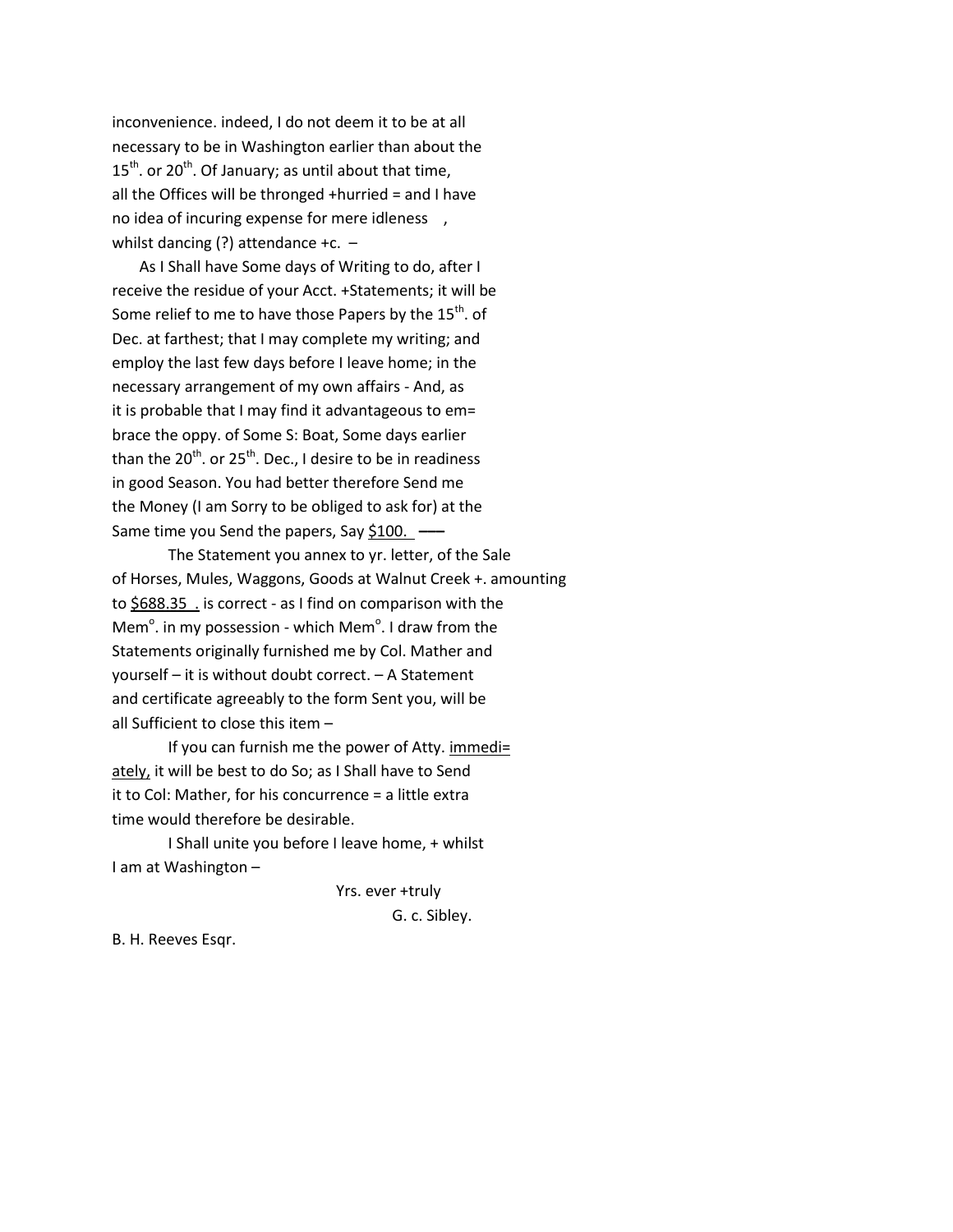inconvenience. indeed, I do not deem it to be at all necessary to be in Washington earlier than about the 15th. or 20th. Of January; as until about that time, all the Offices will be thronged +hurried = and I have no idea of incuring expense for mere idleness , whilst dancing (?) attendance +c. –

As I Shall have Some days of Writing to do, after I receive the residue of your Acct. +Statements; it will be Some relief to me to have those Papers by the 15th. of Dec. at farthest; that I may complete my writing; and employ the last few days before I leave home; in the necessary arrangement of my own affairs - And, as it is probable that I may find it advantageous to em= brace the oppy. of Some S: Boat, Some days earlier than the 20th. or 25th. Dec., I desire to be in readiness in good Season. You had better therefore Send me the Money (I am Sorry to be obliged to ask for) at the Same time you Send the papers, Say $100. ——

The Statement you annex to yr. letter, of the Sale of Horses, Mules, Waggons, Goods at Walnut Creek +. amounting to $688.35 . is correct - as I find on comparison with the Memo. in my possession - which Memo. I draw from the Statements originally furnished me by Col. Mather and yourself – it is without doubt correct. – A Statement and certificate agreeably to the form Sent you, will be all Sufficient to close this item –

If you can furnish me the power of Atty. immedi= ately, it will be best to do So; as I Shall have to Send it to Col: Mather, for his concurrence = a little extra time would therefore be desirable.

I Shall unite you before I leave home, + whilst I am at Washington –

Yrs. ever +truly

G. c. Sibley.

B. H. Reeves Esqr.